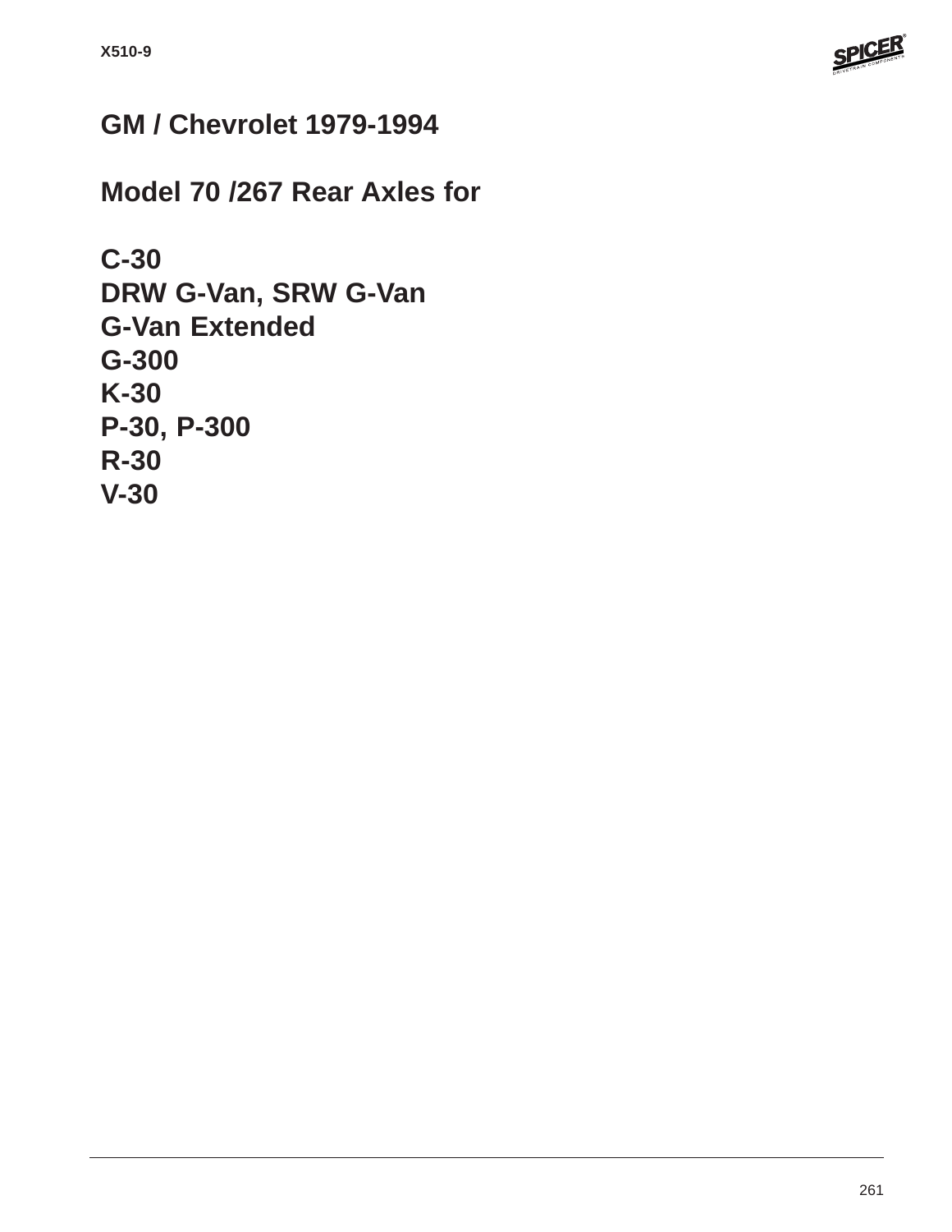# GM / Chevrolet 1979-1994

## Model 70 /267 Rear Axles for

**C-30**
**DRW G-Van, SRW G-Van**
**G-Van Extended**
**G-300**
**K-30**
**P-30, P-300**
**R-30**
**V-30**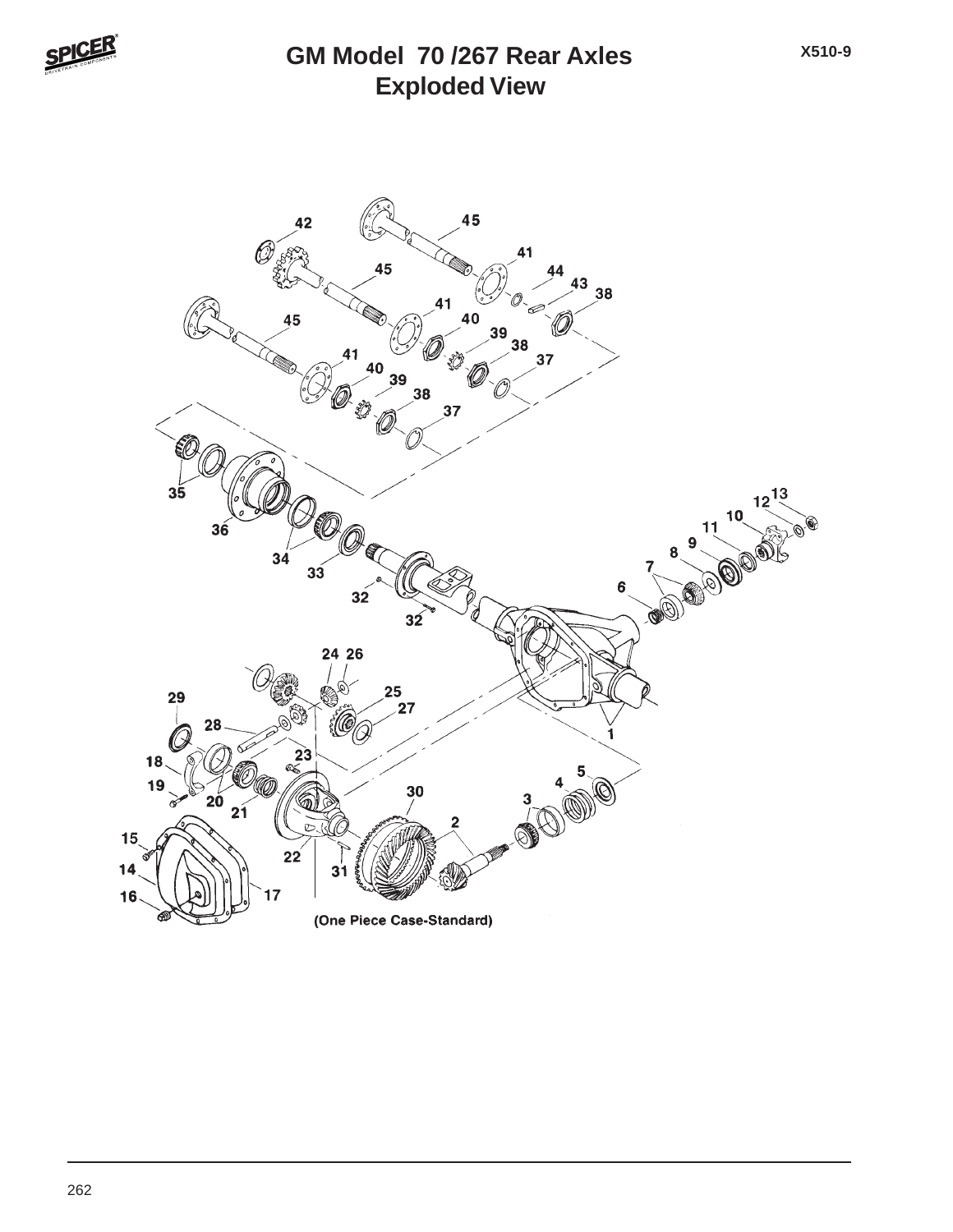# GM Model 70 /267 Rear Axles
## Exploded View

X510-9

(One Piece Case-Standard)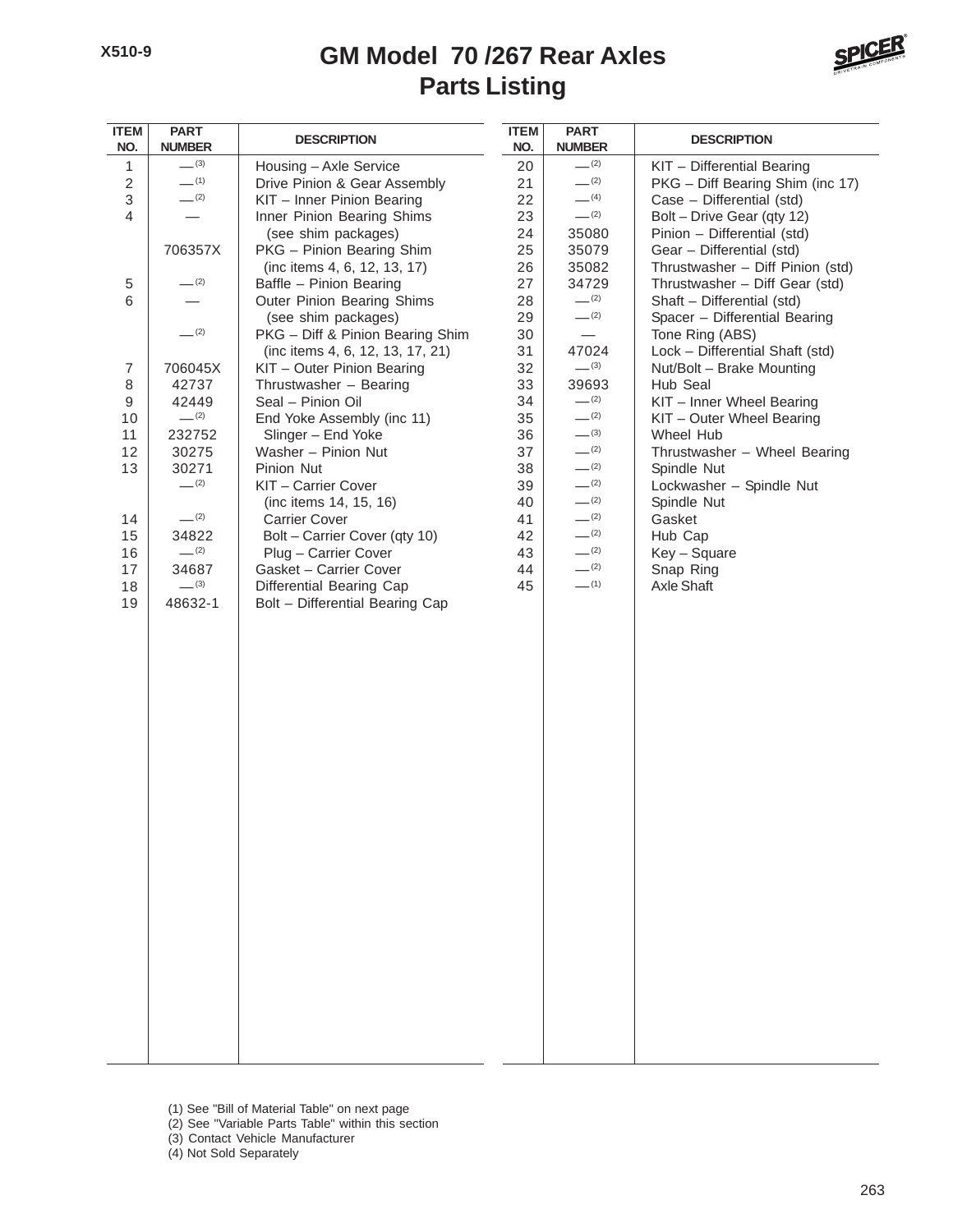# GM Model 70 /267 Rear Axles
## Parts Listing

| ITEM NO. | PART NUMBER | DESCRIPTION |
|---|---|---|
| 1 | —(3) | Housing – Axle Service |
| 2 | —(1) | Drive Pinion & Gear Assembly |
| 3 | —(2) | KIT – Inner Pinion Bearing |
| 4 | — | Inner Pinion Bearing Shims (see shim packages) |
| | 706357X | PKG – Pinion Bearing Shim (inc items 4, 6, 12, 13, 17) |
| 5 | —(2) | Baffle – Pinion Bearing |
| 6 | — | Outer Pinion Bearing Shims (see shim packages) |
| | —(2) | PKG – Diff & Pinion Bearing Shim (inc items 4, 6, 12, 13, 17, 21) |
| 7 | 706045X | KIT – Outer Pinion Bearing |
| 8 | 42737 | Thrustwasher – Bearing |
| 9 | 42449 | Seal – Pinion Oil |
| 10 | —(2) | End Yoke Assembly (inc 11) |
| 11 | 232752 | Slinger – End Yoke |
| 12 | 30275 | Washer – Pinion Nut |
| 13 | 30271 | Pinion Nut |
| | —(2) | KIT – Carrier Cover (inc items 14, 15, 16) |
| 14 | —(2) | Carrier Cover |
| 15 | 34822 | Bolt – Carrier Cover (qty 10) |
| 16 | —(2) | Plug – Carrier Cover |
| 17 | 34687 | Gasket – Carrier Cover |
| 18 | —(3) | Differential Bearing Cap |
| 19 | 48632-1 | Bolt – Differential Bearing Cap |
| 20 | —(2) | KIT – Differential Bearing |
| 21 | —(2) | PKG – Diff Bearing Shim (inc 17) |
| 22 | —(4) | Case – Differential (std) |
| 23 | —(2) | Bolt – Drive Gear (qty 12) |
| 24 | 35080 | Pinion – Differential (std) |
| 25 | 35079 | Gear – Differential (std) |
| 26 | 35082 | Thrustwasher – Diff Pinion (std) |
| 27 | 34729 | Thrustwasher – Diff Gear (std) |
| 28 | —(2) | Shaft – Differential (std) |
| 29 | —(2) | Spacer – Differential Bearing |
| 30 | — | Tone Ring (ABS) |
| 31 | 47024 | Lock – Differential Shaft (std) |
| 32 | —(3) | Nut/Bolt – Brake Mounting |
| 33 | 39693 | Hub Seal |
| 34 | —(2) | KIT – Inner Wheel Bearing |
| 35 | —(2) | KIT – Outer Wheel Bearing |
| 36 | —(3) | Wheel Hub |
| 37 | —(2) | Thrustwasher – Wheel Bearing |
| 38 | —(2) | Spindle Nut |
| 39 | —(2) | Lockwasher – Spindle Nut |
| 40 | —(2) | Spindle Nut |
| 41 | —(2) | Gasket |
| 42 | —(2) | Hub Cap |
| 43 | —(2) | Key – Square |
| 44 | —(2) | Snap Ring |
| 45 | —(1) | Axle Shaft |

(1) See "Bill of Material Table" on next page
(2) See "Variable Parts Table" within this section
(3) Contact Vehicle Manufacturer
(4) Not Sold Separately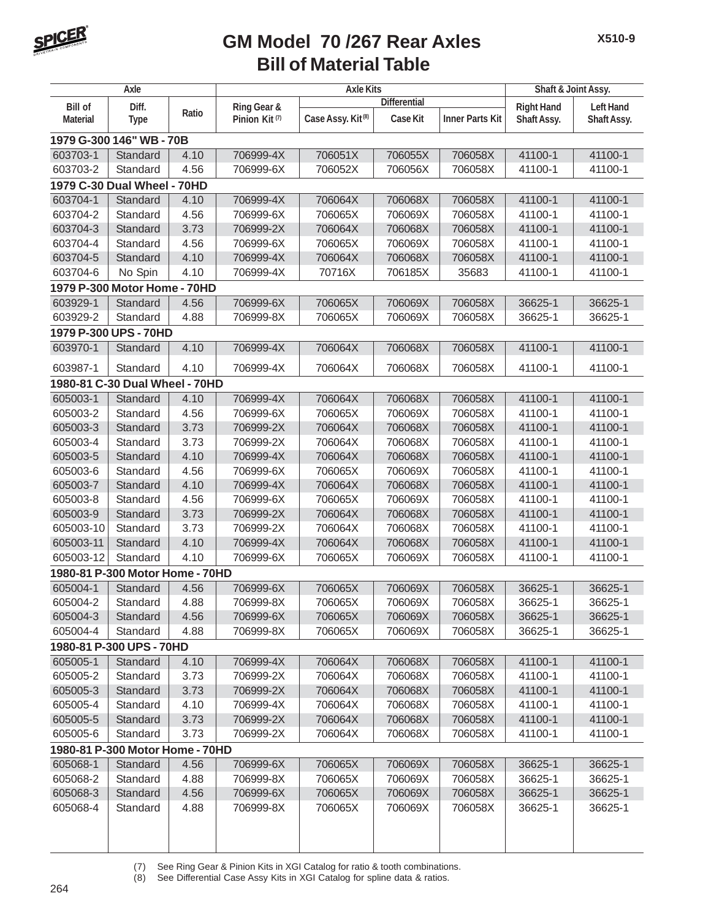# GM Model 70 /267 Rear Axles
## Bill of Material Table

| Axle | | | Axle Kits | | | | Shaft & Joint Assy. | |
|---|---|---|---|---|---|---|---|---|
| | | | | Differential | | | | |
| Bill of Material | Diff. Type | Ratio | Ring Gear & Pinion Kit (7) | Case Assy. Kit (8) | Case Kit | Inner Parts Kit | Right Hand Shaft Assy. | Left Hand Shaft Assy. |
| **1979 G-300 146" WB - 70B** | | | | | | | | |
| 603703-1 | Standard | 4.10 | 706999-4X | 706051X | 706055X | 706058X | 41100-1 | 41100-1 |
| 603703-2 | Standard | 4.56 | 706999-6X | 706052X | 706056X | 706058X | 41100-1 | 41100-1 |
| **1979 C-30 Dual Wheel - 70HD** | | | | | | | | |
| 603704-1 | Standard | 4.10 | 706999-4X | 706064X | 706068X | 706058X | 41100-1 | 41100-1 |
| 603704-2 | Standard | 4.56 | 706999-6X | 706065X | 706069X | 706058X | 41100-1 | 41100-1 |
| 603704-3 | Standard | 3.73 | 706999-2X | 706064X | 706068X | 706058X | 41100-1 | 41100-1 |
| 603704-4 | Standard | 4.56 | 706999-6X | 706065X | 706069X | 706058X | 41100-1 | 41100-1 |
| 603704-5 | Standard | 4.10 | 706999-4X | 706064X | 706068X | 706058X | 41100-1 | 41100-1 |
| 603704-6 | No Spin | 4.10 | 706999-4X | 70716X | 706185X | 35683 | 41100-1 | 41100-1 |
| **1979 P-300 Motor Home - 70HD** | | | | | | | | |
| 603929-1 | Standard | 4.56 | 706999-6X | 706065X | 706069X | 706058X | 36625-1 | 36625-1 |
| 603929-2 | Standard | 4.88 | 706999-8X | 706065X | 706069X | 706058X | 36625-1 | 36625-1 |
| **1979 P-300 UPS - 70HD** | | | | | | | | |
| 603970-1 | Standard | 4.10 | 706999-4X | 706064X | 706068X | 706058X | 41100-1 | 41100-1 |
| 603987-1 | Standard | 4.10 | 706999-4X | 706064X | 706068X | 706058X | 41100-1 | 41100-1 |
| **1980-81 C-30 Dual Wheel - 70HD** | | | | | | | | |
| 605003-1 | Standard | 4.10 | 706999-4X | 706064X | 706068X | 706058X | 41100-1 | 41100-1 |
| 605003-2 | Standard | 4.56 | 706999-6X | 706065X | 706069X | 706058X | 41100-1 | 41100-1 |
| 605003-3 | Standard | 3.73 | 706999-2X | 706064X | 706068X | 706058X | 41100-1 | 41100-1 |
| 605003-4 | Standard | 3.73 | 706999-2X | 706064X | 706068X | 706058X | 41100-1 | 41100-1 |
| 605003-5 | Standard | 4.10 | 706999-4X | 706064X | 706068X | 706058X | 41100-1 | 41100-1 |
| 605003-6 | Standard | 4.56 | 706999-6X | 706065X | 706069X | 706058X | 41100-1 | 41100-1 |
| 605003-7 | Standard | 4.10 | 706999-4X | 706064X | 706068X | 706058X | 41100-1 | 41100-1 |
| 605003-8 | Standard | 4.56 | 706999-6X | 706065X | 706069X | 706058X | 41100-1 | 41100-1 |
| 605003-9 | Standard | 3.73 | 706999-2X | 706064X | 706068X | 706058X | 41100-1 | 41100-1 |
| 605003-10 | Standard | 3.73 | 706999-2X | 706064X | 706068X | 706058X | 41100-1 | 41100-1 |
| 605003-11 | Standard | 4.10 | 706999-4X | 706064X | 706068X | 706058X | 41100-1 | 41100-1 |
| 605003-12 | Standard | 4.10 | 706999-6X | 706065X | 706069X | 706058X | 41100-1 | 41100-1 |
| **1980-81 P-300 Motor Home - 70HD** | | | | | | | | |
| 605004-1 | Standard | 4.56 | 706999-6X | 706065X | 706069X | 706058X | 36625-1 | 36625-1 |
| 605004-2 | Standard | 4.88 | 706999-8X | 706065X | 706069X | 706058X | 36625-1 | 36625-1 |
| 605004-3 | Standard | 4.56 | 706999-6X | 706065X | 706069X | 706058X | 36625-1 | 36625-1 |
| 605004-4 | Standard | 4.88 | 706999-8X | 706065X | 706069X | 706058X | 36625-1 | 36625-1 |
| **1980-81 P-300 UPS - 70HD** | | | | | | | | |
| 605005-1 | Standard | 4.10 | 706999-4X | 706064X | 706068X | 706058X | 41100-1 | 41100-1 |
| 605005-2 | Standard | 3.73 | 706999-2X | 706064X | 706068X | 706058X | 41100-1 | 41100-1 |
| 605005-3 | Standard | 3.73 | 706999-2X | 706064X | 706068X | 706058X | 41100-1 | 41100-1 |
| 605005-4 | Standard | 4.10 | 706999-4X | 706064X | 706068X | 706058X | 41100-1 | 41100-1 |
| 605005-5 | Standard | 3.73 | 706999-2X | 706064X | 706068X | 706058X | 41100-1 | 41100-1 |
| 605005-6 | Standard | 3.73 | 706999-2X | 706064X | 706068X | 706058X | 41100-1 | 41100-1 |
| **1980-81 P-300 Motor Home - 70HD** | | | | | | | | |
| 605068-1 | Standard | 4.56 | 706999-6X | 706065X | 706069X | 706058X | 36625-1 | 36625-1 |
| 605068-2 | Standard | 4.88 | 706999-8X | 706065X | 706069X | 706058X | 36625-1 | 36625-1 |
| 605068-3 | Standard | 4.56 | 706999-6X | 706065X | 706069X | 706058X | 36625-1 | 36625-1 |
| 605068-4 | Standard | 4.88 | 706999-8X | 706065X | 706069X | 706058X | 36625-1 | 36625-1 |

(7) See Ring Gear & Pinion Kits in XGI Catalog for ratio & tooth combinations.
(8) See Differential Case Assy Kits in XGI Catalog for spline data & ratios.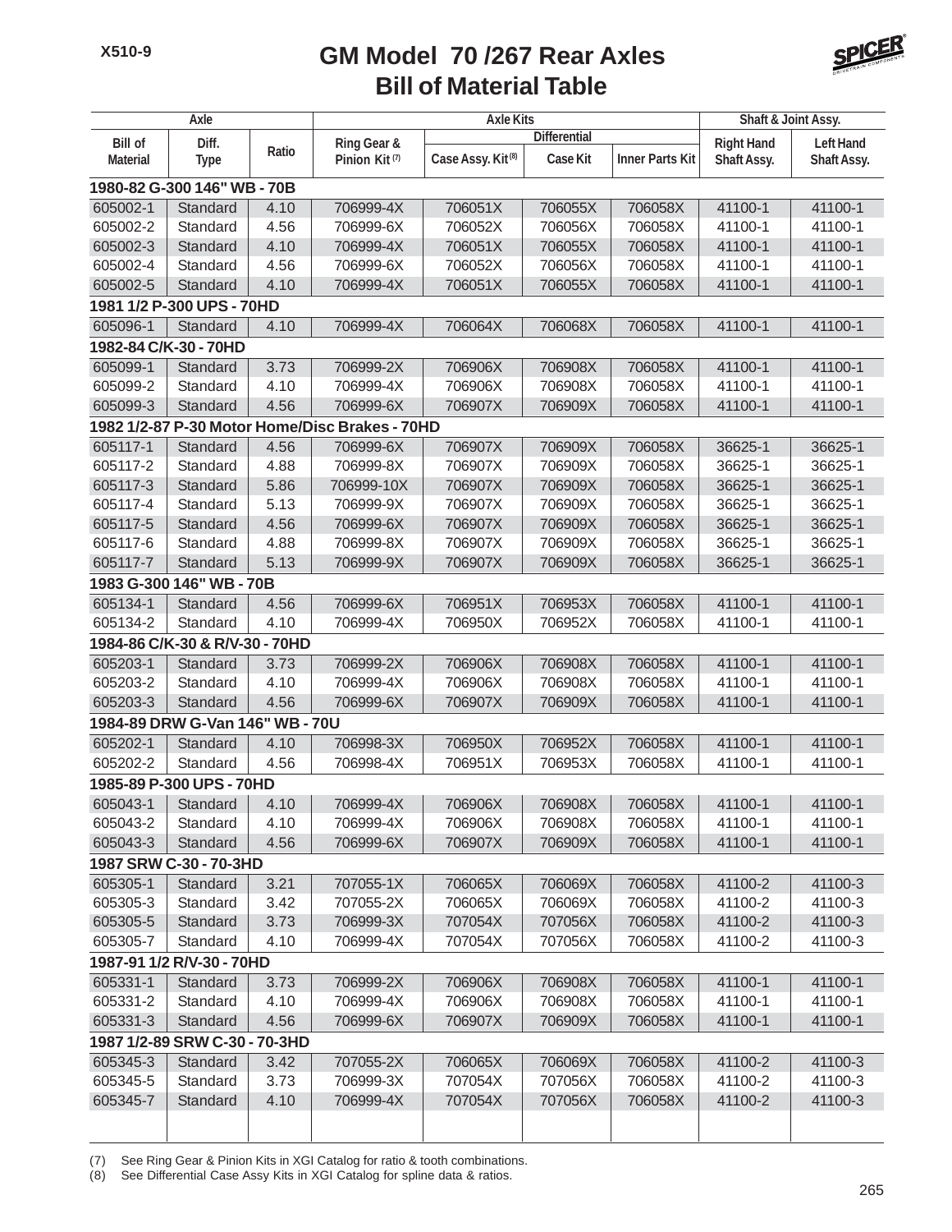X510-9

# GM Model 70 /267 Rear Axles
## Bill of Material Table

| Axle | | | Axle Kits | | | | Shaft & Joint Assy. | |
|---|---|---|---|---|---|---|---|---|
| | | | | Differential | | | | |
| Bill of Material | Diff. Type | Ratio | Ring Gear & Pinion Kit [7] | Case Assy. Kit [8] | Case Kit | Inner Parts Kit | Right Hand Shaft Assy. | Left Hand Shaft Assy. |
| **1980-82 G-300 146" WB - 70B** | | | | | | | | |
| 605002-1 | Standard | 4.10 | 706999-4X | 706051X | 706055X | 706058X | 41100-1 | 41100-1 |
| 605002-2 | Standard | 4.56 | 706999-6X | 706052X | 706056X | 706058X | 41100-1 | 41100-1 |
| 605002-3 | Standard | 4.10 | 706999-4X | 706051X | 706055X | 706058X | 41100-1 | 41100-1 |
| 605002-4 | Standard | 4.56 | 706999-6X | 706052X | 706056X | 706058X | 41100-1 | 41100-1 |
| 605002-5 | Standard | 4.10 | 706999-4X | 706051X | 706055X | 706058X | 41100-1 | 41100-1 |
| **1981 1/2 P-300 UPS - 70HD** | | | | | | | | |
| 605096-1 | Standard | 4.10 | 706999-4X | 706064X | 706068X | 706058X | 41100-1 | 41100-1 |
| **1982-84 C/K-30 - 70HD** | | | | | | | | |
| 605099-1 | Standard | 3.73 | 706999-2X | 706906X | 706908X | 706058X | 41100-1 | 41100-1 |
| 605099-2 | Standard | 4.10 | 706999-4X | 706906X | 706908X | 706058X | 41100-1 | 41100-1 |
| 605099-3 | Standard | 4.56 | 706999-6X | 706907X | 706909X | 706058X | 41100-1 | 41100-1 |
| **1982 1/2-87 P-30 Motor Home/Disc Brakes - 70HD** | | | | | | | | |
| 605117-1 | Standard | 4.56 | 706999-6X | 706907X | 706909X | 706058X | 36625-1 | 36625-1 |
| 605117-2 | Standard | 4.88 | 706999-8X | 706907X | 706909X | 706058X | 36625-1 | 36625-1 |
| 605117-3 | Standard | 5.86 | 706999-10X | 706907X | 706909X | 706058X | 36625-1 | 36625-1 |
| 605117-4 | Standard | 5.13 | 706999-9X | 706907X | 706909X | 706058X | 36625-1 | 36625-1 |
| 605117-5 | Standard | 4.56 | 706999-6X | 706907X | 706909X | 706058X | 36625-1 | 36625-1 |
| 605117-6 | Standard | 4.88 | 706999-8X | 706907X | 706909X | 706058X | 36625-1 | 36625-1 |
| 605117-7 | Standard | 5.13 | 706999-9X | 706907X | 706909X | 706058X | 36625-1 | 36625-1 |
| **1983 G-300 146" WB - 70B** | | | | | | | | |
| 605134-1 | Standard | 4.56 | 706999-6X | 706951X | 706953X | 706058X | 41100-1 | 41100-1 |
| 605134-2 | Standard | 4.10 | 706999-4X | 706950X | 706952X | 706058X | 41100-1 | 41100-1 |
| **1984-86 C/K-30 & R/V-30 - 70HD** | | | | | | | | |
| 605203-1 | Standard | 3.73 | 706999-2X | 706906X | 706908X | 706058X | 41100-1 | 41100-1 |
| 605203-2 | Standard | 4.10 | 706999-4X | 706906X | 706908X | 706058X | 41100-1 | 41100-1 |
| 605203-3 | Standard | 4.56 | 706999-6X | 706907X | 706909X | 706058X | 41100-1 | 41100-1 |
| **1984-89 DRW G-Van 146" WB - 70U** | | | | | | | | |
| 605202-1 | Standard | 4.10 | 706998-3X | 706950X | 706952X | 706058X | 41100-1 | 41100-1 |
| 605202-2 | Standard | 4.56 | 706998-4X | 706951X | 706953X | 706058X | 41100-1 | 41100-1 |
| **1985-89 P-300 UPS - 70HD** | | | | | | | | |
| 605043-1 | Standard | 4.10 | 706999-4X | 706906X | 706908X | 706058X | 41100-1 | 41100-1 |
| 605043-2 | Standard | 4.10 | 706999-4X | 706906X | 706908X | 706058X | 41100-1 | 41100-1 |
| 605043-3 | Standard | 4.56 | 706999-6X | 706907X | 706909X | 706058X | 41100-1 | 41100-1 |
| **1987 SRW C-30 - 70-3HD** | | | | | | | | |
| 605305-1 | Standard | 3.21 | 707055-1X | 706065X | 706069X | 706058X | 41100-2 | 41100-3 |
| 605305-3 | Standard | 3.42 | 707055-2X | 706065X | 706069X | 706058X | 41100-2 | 41100-3 |
| 605305-5 | Standard | 3.73 | 706999-3X | 707054X | 707056X | 706058X | 41100-2 | 41100-3 |
| 605305-7 | Standard | 4.10 | 706999-4X | 707054X | 707056X | 706058X | 41100-2 | 41100-3 |
| **1987-91 1/2 R/V-30 - 70HD** | | | | | | | | |
| 605331-1 | Standard | 3.73 | 706999-2X | 706906X | 706908X | 706058X | 41100-1 | 41100-1 |
| 605331-2 | Standard | 4.10 | 706999-4X | 706906X | 706908X | 706058X | 41100-1 | 41100-1 |
| 605331-3 | Standard | 4.56 | 706999-6X | 706907X | 706909X | 706058X | 41100-1 | 41100-1 |
| **1987 1/2-89 SRW C-30 - 70-3HD** | | | | | | | | |
| 605345-3 | Standard | 3.42 | 707055-2X | 706065X | 706069X | 706058X | 41100-2 | 41100-3 |
| 605345-5 | Standard | 3.73 | 706999-3X | 707054X | 707056X | 706058X | 41100-2 | 41100-3 |
| 605345-7 | Standard | 4.10 | 706999-4X | 707054X | 707056X | 706058X | 41100-2 | 41100-3 |

(7) See Ring Gear & Pinion Kits in XGI Catalog for ratio & tooth combinations.
(8) See Differential Case Assy Kits in XGI Catalog for spline data & ratios.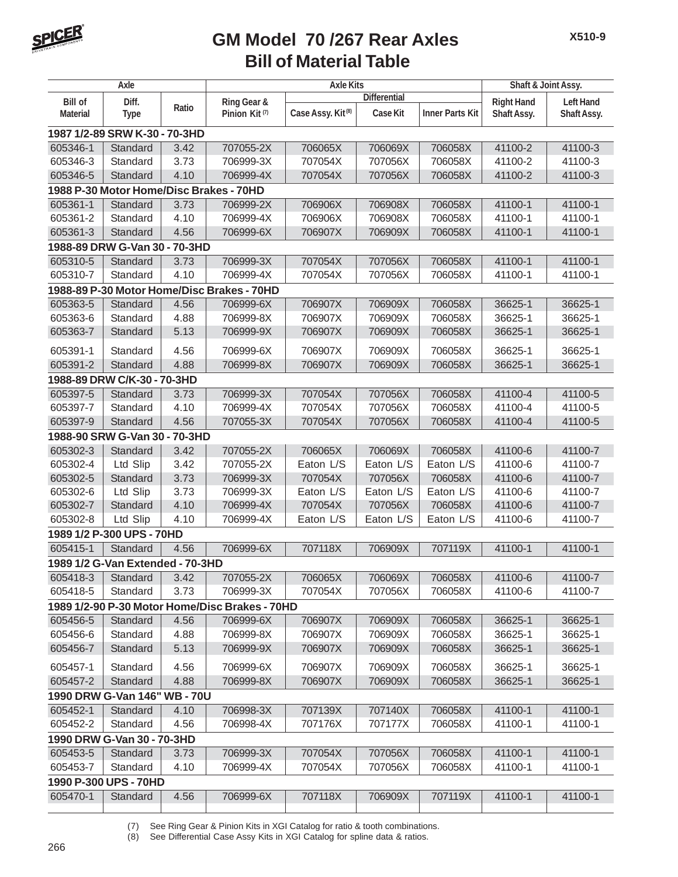# GM Model 70 /267 Rear Axles
## Bill of Material Table

| Axle | | | Axle Kits | | | | Shaft & Joint Assy. | |
|---|---|---|---|---|---|---|---|---|
| | | | | Differential | | | | |
| Bill of Material | Diff. Type | Ratio | Ring Gear & Pinion Kit (7) | Case Assy. Kit (8) | Case Kit | Inner Parts Kit | Right Hand Shaft Assy. | Left Hand Shaft Assy. |
| **1987 1/2-89 SRW K-30 - 70-3HD** | | | | | | | | |
| 605346-1 | Standard | 3.42 | 707055-2X | 706065X | 706069X | 706058X | 41100-2 | 41100-3 |
| 605346-3 | Standard | 3.73 | 706999-3X | 707054X | 707056X | 706058X | 41100-2 | 41100-3 |
| 605346-5 | Standard | 4.10 | 706999-4X | 707054X | 707056X | 706058X | 41100-2 | 41100-3 |
| **1988 P-30 Motor Home/Disc Brakes - 70HD** | | | | | | | | |
| 605361-1 | Standard | 3.73 | 706999-2X | 706906X | 706908X | 706058X | 41100-1 | 41100-1 |
| 605361-2 | Standard | 4.10 | 706999-4X | 706906X | 706908X | 706058X | 41100-1 | 41100-1 |
| 605361-3 | Standard | 4.56 | 706999-6X | 706907X | 706909X | 706058X | 41100-1 | 41100-1 |
| **1988-89 DRW G-Van 30 - 70-3HD** | | | | | | | | |
| 605310-5 | Standard | 3.73 | 706999-3X | 707054X | 707056X | 706058X | 41100-1 | 41100-1 |
| 605310-7 | Standard | 4.10 | 706999-4X | 707054X | 707056X | 706058X | 41100-1 | 41100-1 |
| **1988-89 P-30 Motor Home/Disc Brakes - 70HD** | | | | | | | | |
| 605363-5 | Standard | 4.56 | 706999-6X | 706907X | 706909X | 706058X | 36625-1 | 36625-1 |
| 605363-6 | Standard | 4.88 | 706999-8X | 706907X | 706909X | 706058X | 36625-1 | 36625-1 |
| 605363-7 | Standard | 5.13 | 706999-9X | 706907X | 706909X | 706058X | 36625-1 | 36625-1 |
| 605391-1 | Standard | 4.56 | 706999-6X | 706907X | 706909X | 706058X | 36625-1 | 36625-1 |
| 605391-2 | Standard | 4.88 | 706999-8X | 706907X | 706909X | 706058X | 36625-1 | 36625-1 |
| **1988-89 DRW C/K-30 - 70-3HD** | | | | | | | | |
| 605397-5 | Standard | 3.73 | 706999-3X | 707054X | 707056X | 706058X | 41100-4 | 41100-5 |
| 605397-7 | Standard | 4.10 | 706999-4X | 707054X | 707056X | 706058X | 41100-4 | 41100-5 |
| 605397-9 | Standard | 4.56 | 707055-3X | 707054X | 707056X | 706058X | 41100-4 | 41100-5 |
| **1988-90 SRW G-Van 30 - 70-3HD** | | | | | | | | |
| 605302-3 | Standard | 3.42 | 707055-2X | 706065X | 706069X | 706058X | 41100-6 | 41100-7 |
| 605302-4 | Ltd Slip | 3.42 | 707055-2X | Eaton L/S | Eaton L/S | Eaton L/S | 41100-6 | 41100-7 |
| 605302-5 | Standard | 3.73 | 706999-3X | 707054X | 707056X | 706058X | 41100-6 | 41100-7 |
| 605302-6 | Ltd Slip | 3.73 | 706999-3X | Eaton L/S | Eaton L/S | Eaton L/S | 41100-6 | 41100-7 |
| 605302-7 | Standard | 4.10 | 706999-4X | 707054X | 707056X | 706058X | 41100-6 | 41100-7 |
| 605302-8 | Ltd Slip | 4.10 | 706999-4X | Eaton L/S | Eaton L/S | Eaton L/S | 41100-6 | 41100-7 |
| **1989 1/2 P-300 UPS - 70HD** | | | | | | | | |
| 605415-1 | Standard | 4.56 | 706999-6X | 707118X | 706909X | 707119X | 41100-1 | 41100-1 |
| **1989 1/2 G-Van Extended - 70-3HD** | | | | | | | | |
| 605418-3 | Standard | 3.42 | 707055-2X | 706065X | 706069X | 706058X | 41100-6 | 41100-7 |
| 605418-5 | Standard | 3.73 | 706999-3X | 707054X | 707056X | 706058X | 41100-6 | 41100-7 |
| **1989 1/2-90 P-30 Motor Home/Disc Brakes - 70HD** | | | | | | | | |
| 605456-5 | Standard | 4.56 | 706999-6X | 706907X | 706909X | 706058X | 36625-1 | 36625-1 |
| 605456-6 | Standard | 4.88 | 706999-8X | 706907X | 706909X | 706058X | 36625-1 | 36625-1 |
| 605456-7 | Standard | 5.13 | 706999-9X | 706907X | 706909X | 706058X | 36625-1 | 36625-1 |
| 605457-1 | Standard | 4.56 | 706999-6X | 706907X | 706909X | 706058X | 36625-1 | 36625-1 |
| 605457-2 | Standard | 4.88 | 706999-8X | 706907X | 706909X | 706058X | 36625-1 | 36625-1 |
| **1990 DRW G-Van 146" WB - 70U** | | | | | | | | |
| 605452-1 | Standard | 4.10 | 706998-3X | 707139X | 707140X | 706058X | 41100-1 | 41100-1 |
| 605452-2 | Standard | 4.56 | 706998-4X | 707176X | 707177X | 706058X | 41100-1 | 41100-1 |
| **1990 DRW G-Van 30 - 70-3HD** | | | | | | | | |
| 605453-5 | Standard | 3.73 | 706999-3X | 707054X | 707056X | 706058X | 41100-1 | 41100-1 |
| 605453-7 | Standard | 4.10 | 706999-4X | 707054X | 707056X | 706058X | 41100-1 | 41100-1 |
| **1990 P-300 UPS - 70HD** | | | | | | | | |
| 605470-1 | Standard | 4.56 | 706999-6X | 707118X | 706909X | 707119X | 41100-1 | 41100-1 |

(7) See Ring Gear & Pinion Kits in XGI Catalog for ratio & tooth combinations.
(8) See Differential Case Assy Kits in XGI Catalog for spline data & ratios.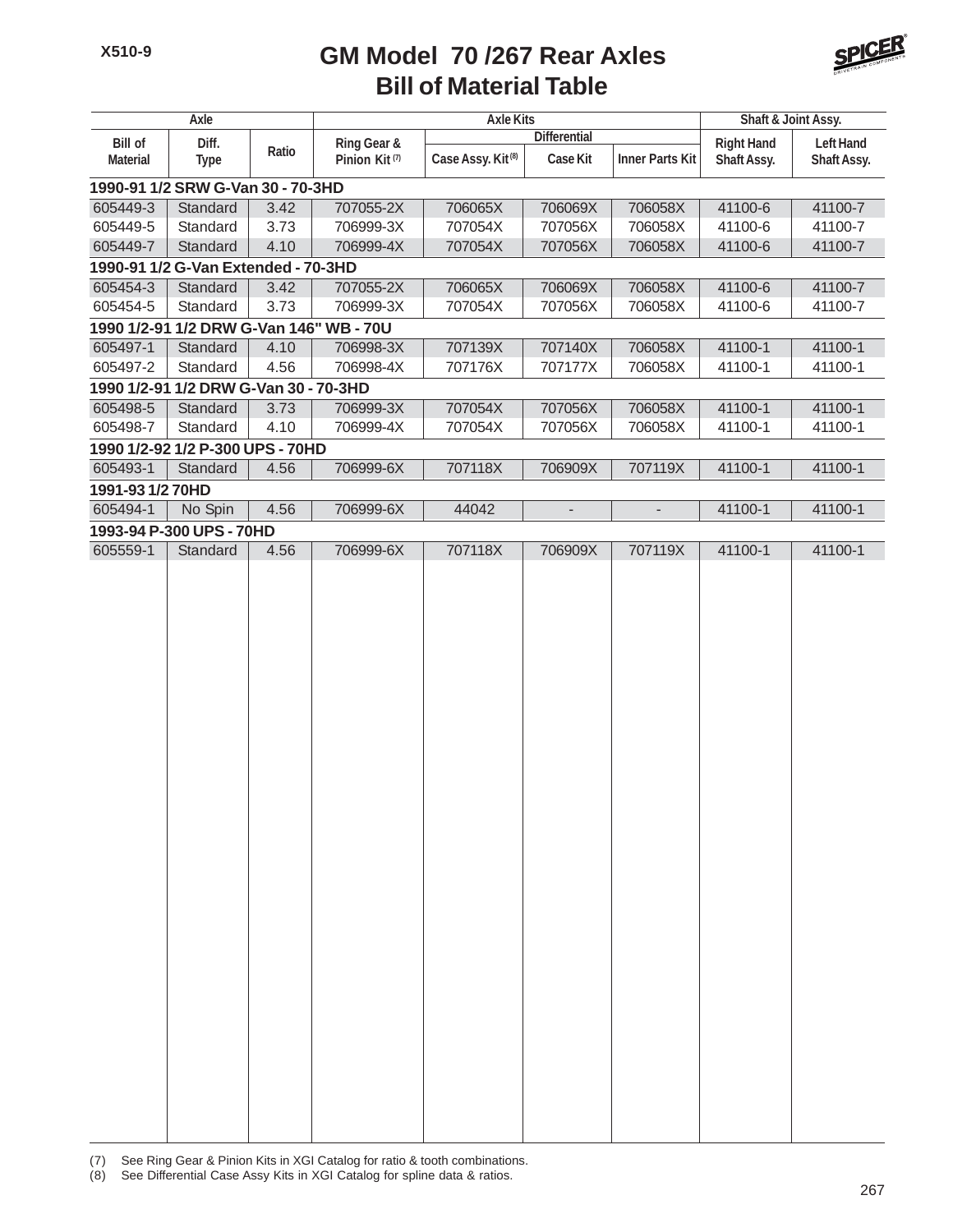X510-9

# GM Model 70 /267 Rear Axles
## Bill of Material Table

| Axle | | | Axle Kits | | | | Shaft & Joint Assy. | |
|---|---|---|---|---|---|---|---|---|
| | | | | Differential | | | | |
| Bill of Material | Diff. Type | Ratio | Ring Gear & Pinion Kit (7) | Case Assy. Kit (8) | Case Kit | Inner Parts Kit | Right Hand Shaft Assy. | Left Hand Shaft Assy. |
| **1990-91 1/2 SRW G-Van 30 - 70-3HD** | | | | | | | | |
| 605449-3 | Standard | 3.42 | 707055-2X | 706065X | 706069X | 706058X | 41100-6 | 41100-7 |
| 605449-5 | Standard | 3.73 | 706999-3X | 707054X | 707056X | 706058X | 41100-6 | 41100-7 |
| 605449-7 | Standard | 4.10 | 706999-4X | 707054X | 707056X | 706058X | 41100-6 | 41100-7 |
| **1990-91 1/2 G-Van Extended - 70-3HD** | | | | | | | | |
| 605454-3 | Standard | 3.42 | 707055-2X | 706065X | 706069X | 706058X | 41100-6 | 41100-7 |
| 605454-5 | Standard | 3.73 | 706999-3X | 707054X | 707056X | 706058X | 41100-6 | 41100-7 |
| **1990 1/2-91 1/2 DRW G-Van 146" WB - 70U** | | | | | | | | |
| 605497-1 | Standard | 4.10 | 706998-3X | 707139X | 707140X | 706058X | 41100-1 | 41100-1 |
| 605497-2 | Standard | 4.56 | 706998-4X | 707176X | 707177X | 706058X | 41100-1 | 41100-1 |
| **1990 1/2-91 1/2 DRW G-Van 30 - 70-3HD** | | | | | | | | |
| 605498-5 | Standard | 3.73 | 706999-3X | 707054X | 707056X | 706058X | 41100-1 | 41100-1 |
| 605498-7 | Standard | 4.10 | 706999-4X | 707054X | 707056X | 706058X | 41100-1 | 41100-1 |
| **1990 1/2-92 1/2 P-300 UPS - 70HD** | | | | | | | | |
| 605493-1 | Standard | 4.56 | 706999-6X | 707118X | 706909X | 707119X | 41100-1 | 41100-1 |
| **1991-93 1/2 70HD** | | | | | | | | |
| 605494-1 | No Spin | 4.56 | 706999-6X | 44042 | - | - | 41100-1 | 41100-1 |
| **1993-94 P-300 UPS - 70HD** | | | | | | | | |
| 605559-1 | Standard | 4.56 | 706999-6X | 707118X | 706909X | 707119X | 41100-1 | 41100-1 |

(7) See Ring Gear & Pinion Kits in XGI Catalog for ratio & tooth combinations.
(8) See Differential Case Assy Kits in XGI Catalog for spline data & ratios.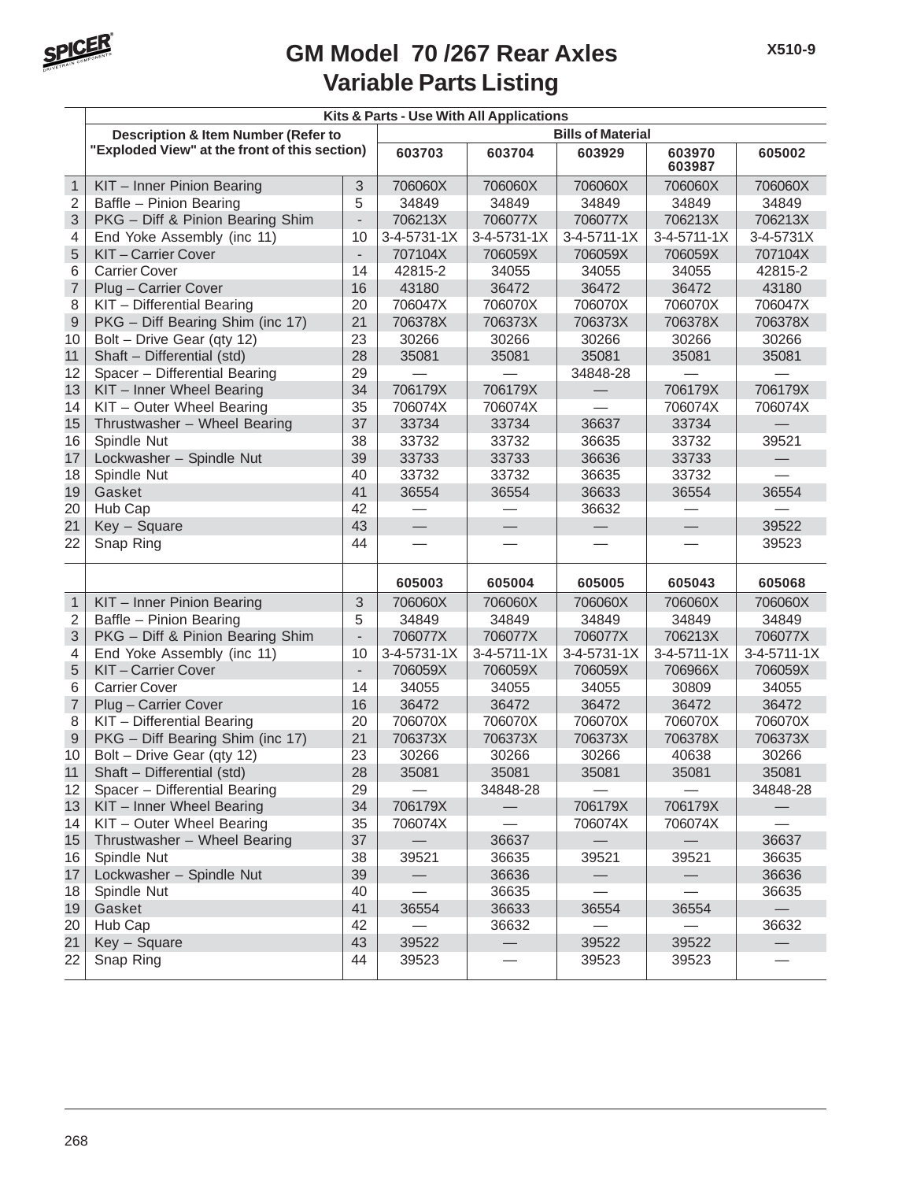# GM Model 70 /267 Rear Axles
## Variable Parts Listing

| | Kits & Parts - Use With All Applications | | | | | | |
|---|---|---|---|---|---|---|---|
| | Description & Item Number (Refer to "Exploded View" at the front of this section) | | Bills of Material | | | | |
| | | | 603703 | 603704 | 603929 | 603970 603987 | 605002 |
| 1 | KIT – Inner Pinion Bearing | 3 | 706060X | 706060X | 706060X | 706060X | 706060X |
| 2 | Baffle – Pinion Bearing | 5 | 34849 | 34849 | 34849 | 34849 | 34849 |
| 3 | PKG – Diff & Pinion Bearing Shim | - | 706213X | 706077X | 706077X | 706213X | 706213X |
| 4 | End Yoke Assembly (inc 11) | 10 | 3-4-5731-1X | 3-4-5731-1X | 3-4-5711-1X | 3-4-5711-1X | 3-4-5731X |
| 5 | KIT – Carrier Cover | - | 707104X | 706059X | 706059X | 706059X | 707104X |
| 6 | Carrier Cover | 14 | 42815-2 | 34055 | 34055 | 34055 | 42815-2 |
| 7 | Plug – Carrier Cover | 16 | 43180 | 36472 | 36472 | 36472 | 43180 |
| 8 | KIT – Differential Bearing | 20 | 706047X | 706070X | 706070X | 706070X | 706047X |
| 9 | PKG – Diff Bearing Shim (inc 17) | 21 | 706378X | 706373X | 706373X | 706378X | 706378X |
| 10 | Bolt – Drive Gear (qty 12) | 23 | 30266 | 30266 | 30266 | 30266 | 30266 |
| 11 | Shaft – Differential (std) | 28 | 35081 | 35081 | 35081 | 35081 | 35081 |
| 12 | Spacer – Differential Bearing | 29 | — | — | 34848-28 | — | — |
| 13 | KIT – Inner Wheel Bearing | 34 | 706179X | 706179X | — | 706179X | 706179X |
| 14 | KIT – Outer Wheel Bearing | 35 | 706074X | 706074X | — | 706074X | 706074X |
| 15 | Thrustwasher – Wheel Bearing | 37 | 33734 | 33734 | 36637 | 33734 | — |
| 16 | Spindle Nut | 38 | 33732 | 33732 | 36635 | 33732 | 39521 |
| 17 | Lockwasher – Spindle Nut | 39 | 33733 | 33733 | 36636 | 33733 | — |
| 18 | Spindle Nut | 40 | 33732 | 33732 | 36635 | 33732 | — |
| 19 | Gasket | 41 | 36554 | 36554 | 36633 | 36554 | 36554 |
| 20 | Hub Cap | 42 | — | — | 36632 | — | — |
| 21 | Key – Square | 43 | — | — | — | — | 39522 |
| 22 | Snap Ring | 44 | — | — | — | — | 39523 |
| | | | 605003 | 605004 | 605005 | 605043 | 605068 |
| 1 | KIT – Inner Pinion Bearing | 3 | 706060X | 706060X | 706060X | 706060X | 706060X |
| 2 | Baffle – Pinion Bearing | 5 | 34849 | 34849 | 34849 | 34849 | 34849 |
| 3 | PKG – Diff & Pinion Bearing Shim | - | 706077X | 706077X | 706077X | 706213X | 706077X |
| 4 | End Yoke Assembly (inc 11) | 10 | 3-4-5731-1X | 3-4-5711-1X | 3-4-5731-1X | 3-4-5711-1X | 3-4-5711-1X |
| 5 | KIT – Carrier Cover | - | 706059X | 706059X | 706059X | 706966X | 706059X |
| 6 | Carrier Cover | 14 | 34055 | 34055 | 34055 | 30809 | 34055 |
| 7 | Plug – Carrier Cover | 16 | 36472 | 36472 | 36472 | 36472 | 36472 |
| 8 | KIT – Differential Bearing | 20 | 706070X | 706070X | 706070X | 706070X | 706070X |
| 9 | PKG – Diff Bearing Shim (inc 17) | 21 | 706373X | 706373X | 706373X | 706378X | 706373X |
| 10 | Bolt – Drive Gear (qty 12) | 23 | 30266 | 30266 | 30266 | 40638 | 30266 |
| 11 | Shaft – Differential (std) | 28 | 35081 | 35081 | 35081 | 35081 | 35081 |
| 12 | Spacer – Differential Bearing | 29 | — | 34848-28 | — | — | 34848-28 |
| 13 | KIT – Inner Wheel Bearing | 34 | 706179X | — | 706179X | 706179X | — |
| 14 | KIT – Outer Wheel Bearing | 35 | 706074X | — | 706074X | 706074X | — |
| 15 | Thrustwasher – Wheel Bearing | 37 | — | 36637 | — | — | 36637 |
| 16 | Spindle Nut | 38 | 39521 | 36635 | 39521 | 39521 | 36635 |
| 17 | Lockwasher – Spindle Nut | 39 | — | 36636 | — | — | 36636 |
| 18 | Spindle Nut | 40 | — | 36635 | — | — | 36635 |
| 19 | Gasket | 41 | 36554 | 36633 | 36554 | 36554 | — |
| 20 | Hub Cap | 42 | — | 36632 | — | — | 36632 |
| 21 | Key – Square | 43 | 39522 | — | 39522 | 39522 | — |
| 22 | Snap Ring | 44 | 39523 | — | 39523 | 39523 | — |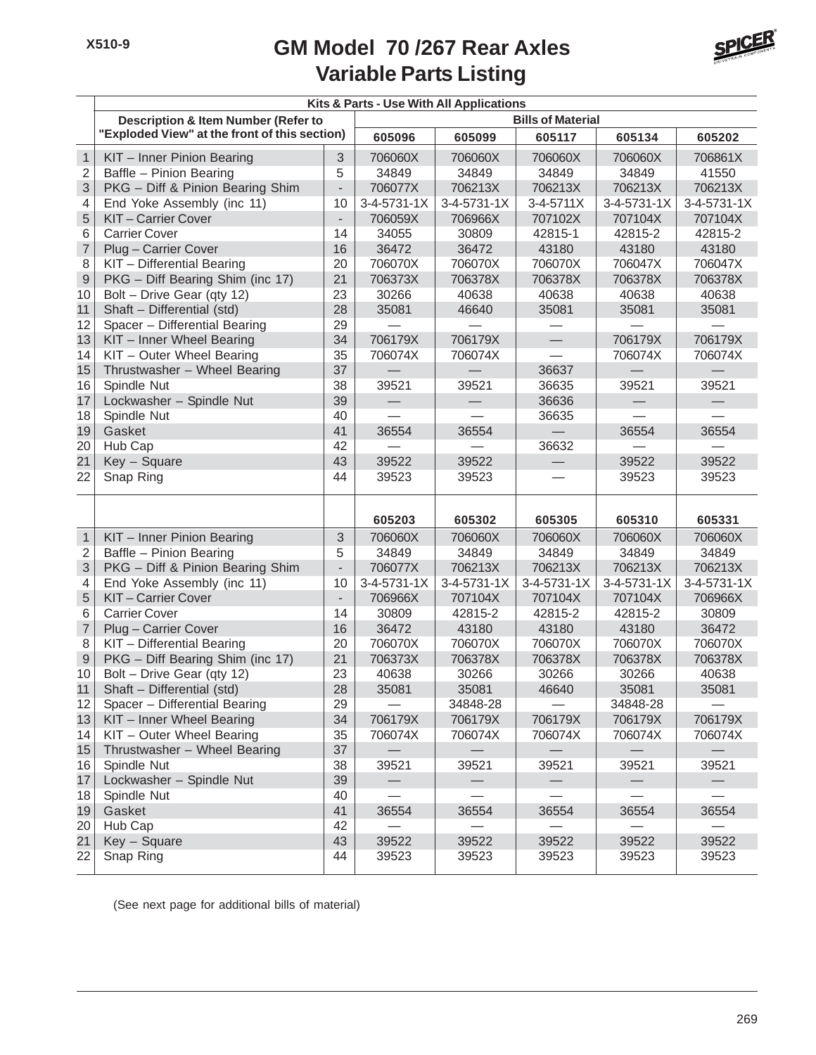# GM Model 70 /267 Rear Axles
## Variable Parts Listing

| | Kits & Parts - Use With All Applications | | | | | | |
|---|---|---|---|---|---|---|---|
| | Description & Item Number (Refer to "Exploded View" at the front of this section) | | Bills of Material | | | | |
| | | | 605096 | 605099 | 605117 | 605134 | 605202 |
| 1 | KIT – Inner Pinion Bearing | 3 | 706060X | 706060X | 706060X | 706060X | 706861X |
| 2 | Baffle – Pinion Bearing | 5 | 34849 | 34849 | 34849 | 34849 | 41550 |
| 3 | PKG – Diff & Pinion Bearing Shim | - | 706077X | 706213X | 706213X | 706213X | 706213X |
| 4 | End Yoke Assembly (inc 11) | 10 | 3-4-5731-1X | 3-4-5731-1X | 3-4-5711X | 3-4-5731-1X | 3-4-5731-1X |
| 5 | KIT – Carrier Cover | - | 706059X | 706966X | 707102X | 707104X | 707104X |
| 6 | Carrier Cover | 14 | 34055 | 30809 | 42815-1 | 42815-2 | 42815-2 |
| 7 | Plug – Carrier Cover | 16 | 36472 | 36472 | 43180 | 43180 | 43180 |
| 8 | KIT – Differential Bearing | 20 | 706070X | 706070X | 706070X | 706047X | 706047X |
| 9 | PKG – Diff Bearing Shim (inc 17) | 21 | 706373X | 706378X | 706378X | 706378X | 706378X |
| 10 | Bolt – Drive Gear (qty 12) | 23 | 30266 | 40638 | 40638 | 40638 | 40638 |
| 11 | Shaft – Differential (std) | 28 | 35081 | 46640 | 35081 | 35081 | 35081 |
| 12 | Spacer – Differential Bearing | 29 | — | — | — | — | — |
| 13 | KIT – Inner Wheel Bearing | 34 | 706179X | 706179X | — | 706179X | 706179X |
| 14 | KIT – Outer Wheel Bearing | 35 | 706074X | 706074X | — | 706074X | 706074X |
| 15 | Thrustwasher – Wheel Bearing | 37 | — | — | 36637 | — | — |
| 16 | Spindle Nut | 38 | 39521 | 39521 | 36635 | 39521 | 39521 |
| 17 | Lockwasher – Spindle Nut | 39 | — | — | 36636 | — | — |
| 18 | Spindle Nut | 40 | — | — | 36635 | — | — |
| 19 | Gasket | 41 | 36554 | 36554 | — | 36554 | 36554 |
| 20 | Hub Cap | 42 | — | — | 36632 | — | — |
| 21 | Key – Square | 43 | 39522 | 39522 | — | 39522 | 39522 |
| 22 | Snap Ring | 44 | 39523 | 39523 | — | 39523 | 39523 |
| | | | 605203 | 605302 | 605305 | 605310 | 605331 |
| 1 | KIT – Inner Pinion Bearing | 3 | 706060X | 706060X | 706060X | 706060X | 706060X |
| 2 | Baffle – Pinion Bearing | 5 | 34849 | 34849 | 34849 | 34849 | 34849 |
| 3 | PKG – Diff & Pinion Bearing Shim | - | 706077X | 706213X | 706213X | 706213X | 706213X |
| 4 | End Yoke Assembly (inc 11) | 10 | 3-4-5731-1X | 3-4-5731-1X | 3-4-5731-1X | 3-4-5731-1X | 3-4-5731-1X |
| 5 | KIT – Carrier Cover | - | 706966X | 707104X | 707104X | 707104X | 706966X |
| 6 | Carrier Cover | 14 | 30809 | 42815-2 | 42815-2 | 42815-2 | 30809 |
| 7 | Plug – Carrier Cover | 16 | 36472 | 43180 | 43180 | 43180 | 36472 |
| 8 | KIT – Differential Bearing | 20 | 706070X | 706070X | 706070X | 706070X | 706070X |
| 9 | PKG – Diff Bearing Shim (inc 17) | 21 | 706373X | 706378X | 706378X | 706378X | 706378X |
| 10 | Bolt – Drive Gear (qty 12) | 23 | 40638 | 30266 | 30266 | 30266 | 40638 |
| 11 | Shaft – Differential (std) | 28 | 35081 | 35081 | 46640 | 35081 | 35081 |
| 12 | Spacer – Differential Bearing | 29 | — | 34848-28 | — | 34848-28 | — |
| 13 | KIT – Inner Wheel Bearing | 34 | 706179X | 706179X | 706179X | 706179X | 706179X |
| 14 | KIT – Outer Wheel Bearing | 35 | 706074X | 706074X | 706074X | 706074X | 706074X |
| 15 | Thrustwasher – Wheel Bearing | 37 | — | — | — | — | — |
| 16 | Spindle Nut | 38 | 39521 | 39521 | 39521 | 39521 | 39521 |
| 17 | Lockwasher – Spindle Nut | 39 | — | — | — | — | — |
| 18 | Spindle Nut | 40 | — | — | — | — | — |
| 19 | Gasket | 41 | 36554 | 36554 | 36554 | 36554 | 36554 |
| 20 | Hub Cap | 42 | — | — | — | — | — |
| 21 | Key – Square | 43 | 39522 | 39522 | 39522 | 39522 | 39522 |
| 22 | Snap Ring | 44 | 39523 | 39523 | 39523 | 39523 | 39523 |

(See next page for additional bills of material)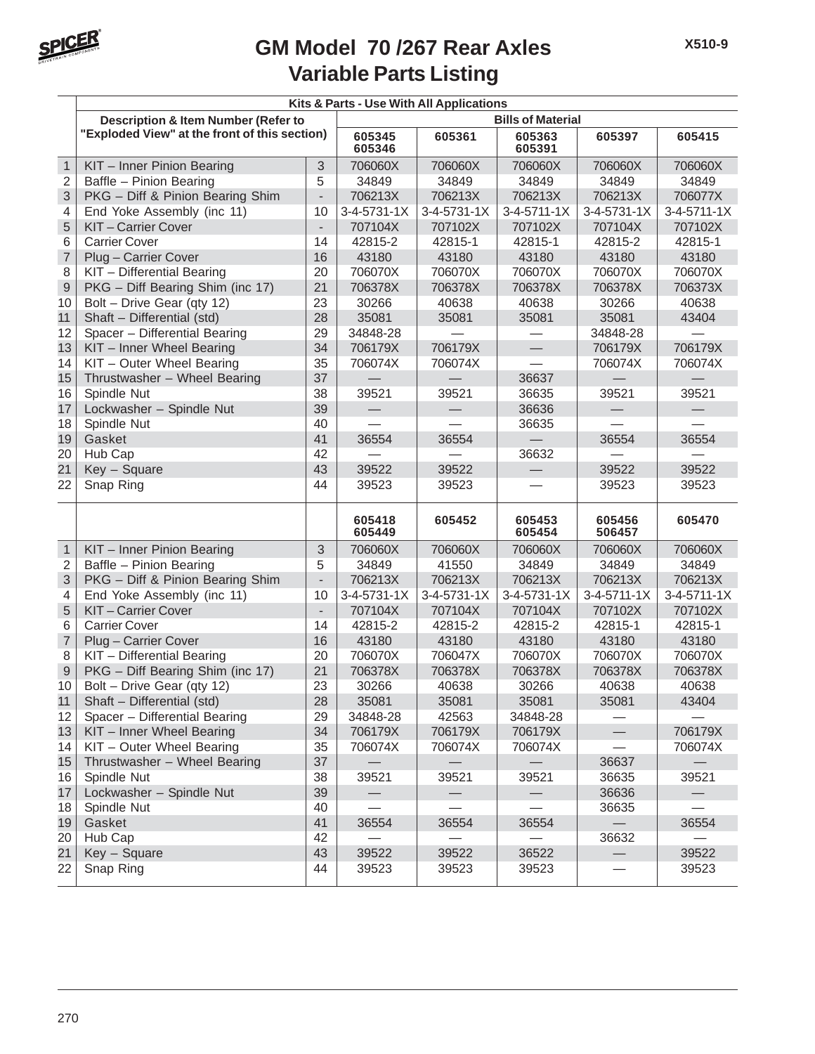# GM Model 70 /267 Rear Axles
## Variable Parts Listing

| | Kits & Parts - Use With All Applications | | | | | | |
|---|---|---|---|---|---|---|---|
| | Description & Item Number (Refer to "Exploded View" at the front of this section) | | Bills of Material | | | | |
| | | | 605345 605346 | 605361 | 605363 605391 | 605397 | 605415 |
| 1 | KIT – Inner Pinion Bearing | 3 | 706060X | 706060X | 706060X | 706060X | 706060X |
| 2 | Baffle – Pinion Bearing | 5 | 34849 | 34849 | 34849 | 34849 | 34849 |
| 3 | PKG – Diff & Pinion Bearing Shim | - | 706213X | 706213X | 706213X | 706213X | 706077X |
| 4 | End Yoke Assembly (inc 11) | 10 | 3-4-5731-1X | 3-4-5731-1X | 3-4-5711-1X | 3-4-5731-1X | 3-4-5711-1X |
| 5 | KIT – Carrier Cover | - | 707104X | 707102X | 707102X | 707104X | 707102X |
| 6 | Carrier Cover | 14 | 42815-2 | 42815-1 | 42815-1 | 42815-2 | 42815-1 |
| 7 | Plug – Carrier Cover | 16 | 43180 | 43180 | 43180 | 43180 | 43180 |
| 8 | KIT – Differential Bearing | 20 | 706070X | 706070X | 706070X | 706070X | 706070X |
| 9 | PKG – Diff Bearing Shim (inc 17) | 21 | 706378X | 706378X | 706378X | 706378X | 706373X |
| 10 | Bolt – Drive Gear (qty 12) | 23 | 30266 | 40638 | 40638 | 30266 | 40638 |
| 11 | Shaft – Differential (std) | 28 | 35081 | 35081 | 35081 | 35081 | 43404 |
| 12 | Spacer – Differential Bearing | 29 | 34848-28 | — | — | 34848-28 | — |
| 13 | KIT – Inner Wheel Bearing | 34 | 706179X | 706179X | — | 706179X | 706179X |
| 14 | KIT – Outer Wheel Bearing | 35 | 706074X | 706074X | — | 706074X | 706074X |
| 15 | Thrustwasher – Wheel Bearing | 37 | — | — | 36637 | — | — |
| 16 | Spindle Nut | 38 | 39521 | 39521 | 36635 | 39521 | 39521 |
| 17 | Lockwasher – Spindle Nut | 39 | — | — | 36636 | — | — |
| 18 | Spindle Nut | 40 | — | — | 36635 | — | — |
| 19 | Gasket | 41 | 36554 | 36554 | — | 36554 | 36554 |
| 20 | Hub Cap | 42 | — | — | 36632 | — | — |
| 21 | Key – Square | 43 | 39522 | 39522 | — | 39522 | 39522 |
| 22 | Snap Ring | 44 | 39523 | 39523 | — | 39523 | 39523 |
| | | | 605418 605449 | 605452 | 605453 605454 | 605456 506457 | 605470 |
| 1 | KIT – Inner Pinion Bearing | 3 | 706060X | 706060X | 706060X | 706060X | 706060X |
| 2 | Baffle – Pinion Bearing | 5 | 34849 | 41550 | 34849 | 34849 | 34849 |
| 3 | PKG – Diff & Pinion Bearing Shim | - | 706213X | 706213X | 706213X | 706213X | 706213X |
| 4 | End Yoke Assembly (inc 11) | 10 | 3-4-5731-1X | 3-4-5731-1X | 3-4-5731-1X | 3-4-5711-1X | 3-4-5711-1X |
| 5 | KIT – Carrier Cover | - | 707104X | 707104X | 707104X | 707102X | 707102X |
| 6 | Carrier Cover | 14 | 42815-2 | 42815-2 | 42815-2 | 42815-1 | 42815-1 |
| 7 | Plug – Carrier Cover | 16 | 43180 | 43180 | 43180 | 43180 | 43180 |
| 8 | KIT – Differential Bearing | 20 | 706070X | 706047X | 706070X | 706070X | 706070X |
| 9 | PKG – Diff Bearing Shim (inc 17) | 21 | 706378X | 706378X | 706378X | 706378X | 706378X |
| 10 | Bolt – Drive Gear (qty 12) | 23 | 30266 | 40638 | 30266 | 40638 | 40638 |
| 11 | Shaft – Differential (std) | 28 | 35081 | 35081 | 35081 | 35081 | 43404 |
| 12 | Spacer – Differential Bearing | 29 | 34848-28 | 42563 | 34848-28 | — | — |
| 13 | KIT – Inner Wheel Bearing | 34 | 706179X | 706179X | 706179X | — | 706179X |
| 14 | KIT – Outer Wheel Bearing | 35 | 706074X | 706074X | 706074X | — | 706074X |
| 15 | Thrustwasher – Wheel Bearing | 37 | — | — | — | 36637 | — |
| 16 | Spindle Nut | 38 | 39521 | 39521 | 39521 | 36635 | 39521 |
| 17 | Lockwasher – Spindle Nut | 39 | — | — | — | 36636 | — |
| 18 | Spindle Nut | 40 | — | — | — | 36635 | — |
| 19 | Gasket | 41 | 36554 | 36554 | 36554 | — | 36554 |
| 20 | Hub Cap | 42 | — | — | — | 36632 | — |
| 21 | Key – Square | 43 | 39522 | 39522 | 36522 | — | 39522 |
| 22 | Snap Ring | 44 | 39523 | 39523 | 39523 | — | 39523 |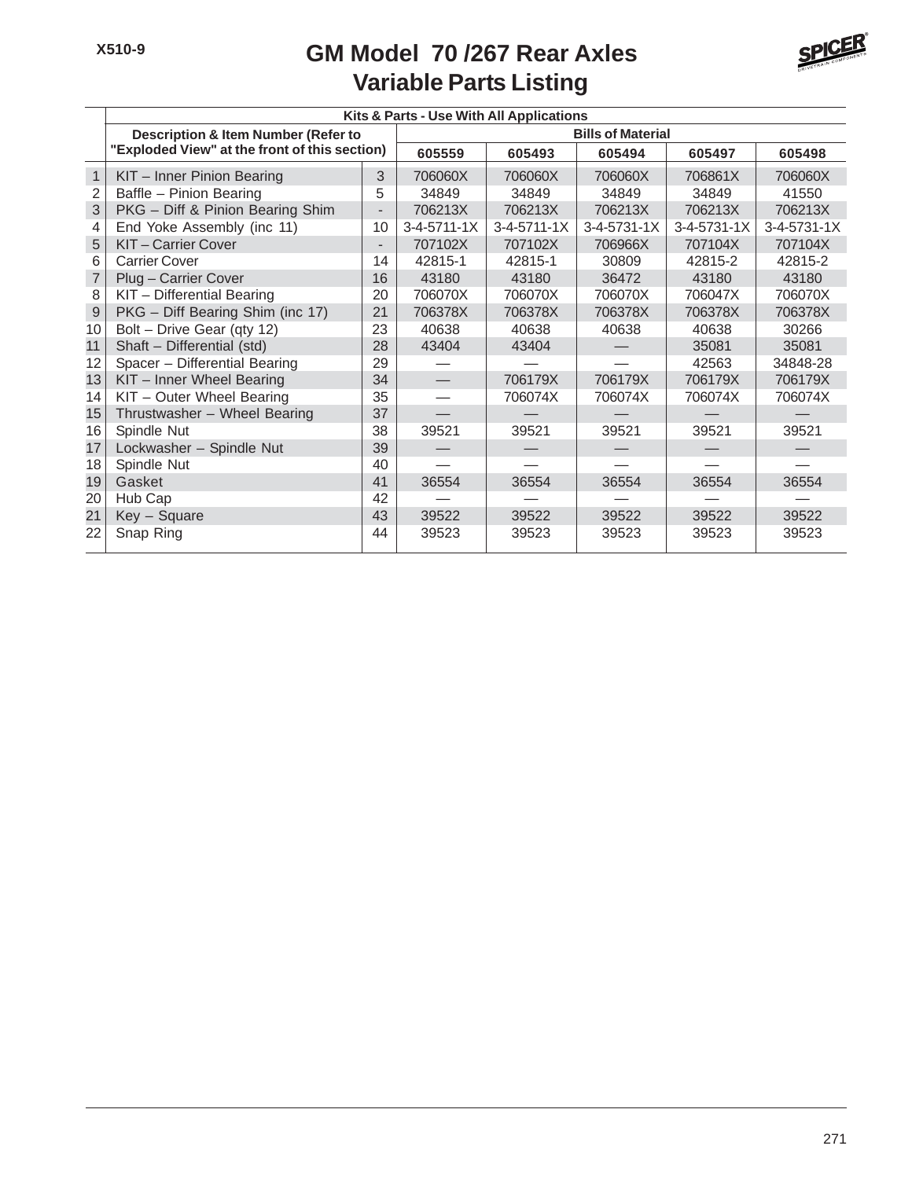# GM Model 70 /267 Rear Axles
## Variable Parts Listing

| | Kits & Parts - Use With All Applications | | | | | | |
|---|---|---|---|---|---|---|---|
| | Description & Item Number (Refer to "Exploded View" at the front of this section) | | Bills of Material | | | | |
| | | | 605559 | 605493 | 605494 | 605497 | 605498 |
| 1 | KIT – Inner Pinion Bearing | 3 | 706060X | 706060X | 706060X | 706861X | 706060X |
| 2 | Baffle – Pinion Bearing | 5 | 34849 | 34849 | 34849 | 34849 | 41550 |
| 3 | PKG – Diff & Pinion Bearing Shim | - | 706213X | 706213X | 706213X | 706213X | 706213X |
| 4 | End Yoke Assembly (inc 11) | 10 | 3-4-5711-1X | 3-4-5711-1X | 3-4-5731-1X | 3-4-5731-1X | 3-4-5731-1X |
| 5 | KIT – Carrier Cover | - | 707102X | 707102X | 706966X | 707104X | 707104X |
| 6 | Carrier Cover | 14 | 42815-1 | 42815-1 | 30809 | 42815-2 | 42815-2 |
| 7 | Plug – Carrier Cover | 16 | 43180 | 43180 | 36472 | 43180 | 43180 |
| 8 | KIT – Differential Bearing | 20 | 706070X | 706070X | 706070X | 706047X | 706070X |
| 9 | PKG – Diff Bearing Shim (inc 17) | 21 | 706378X | 706378X | 706378X | 706378X | 706378X |
| 10 | Bolt – Drive Gear (qty 12) | 23 | 40638 | 40638 | 40638 | 40638 | 30266 |
| 11 | Shaft – Differential (std) | 28 | 43404 | 43404 | — | 35081 | 35081 |
| 12 | Spacer – Differential Bearing | 29 | — | — | — | 42563 | 34848-28 |
| 13 | KIT – Inner Wheel Bearing | 34 | — | 706179X | 706179X | 706179X | 706179X |
| 14 | KIT – Outer Wheel Bearing | 35 | — | 706074X | 706074X | 706074X | 706074X |
| 15 | Thrustwasher – Wheel Bearing | 37 | — | — | — | — | — |
| 16 | Spindle Nut | 38 | 39521 | 39521 | 39521 | 39521 | 39521 |
| 17 | Lockwasher – Spindle Nut | 39 | — | — | — | — | — |
| 18 | Spindle Nut | 40 | — | — | — | — | — |
| 19 | Gasket | 41 | 36554 | 36554 | 36554 | 36554 | 36554 |
| 20 | Hub Cap | 42 | — | — | — | — | — |
| 21 | Key – Square | 43 | 39522 | 39522 | 39522 | 39522 | 39522 |
| 22 | Snap Ring | 44 | 39523 | 39523 | 39523 | 39523 | 39523 |